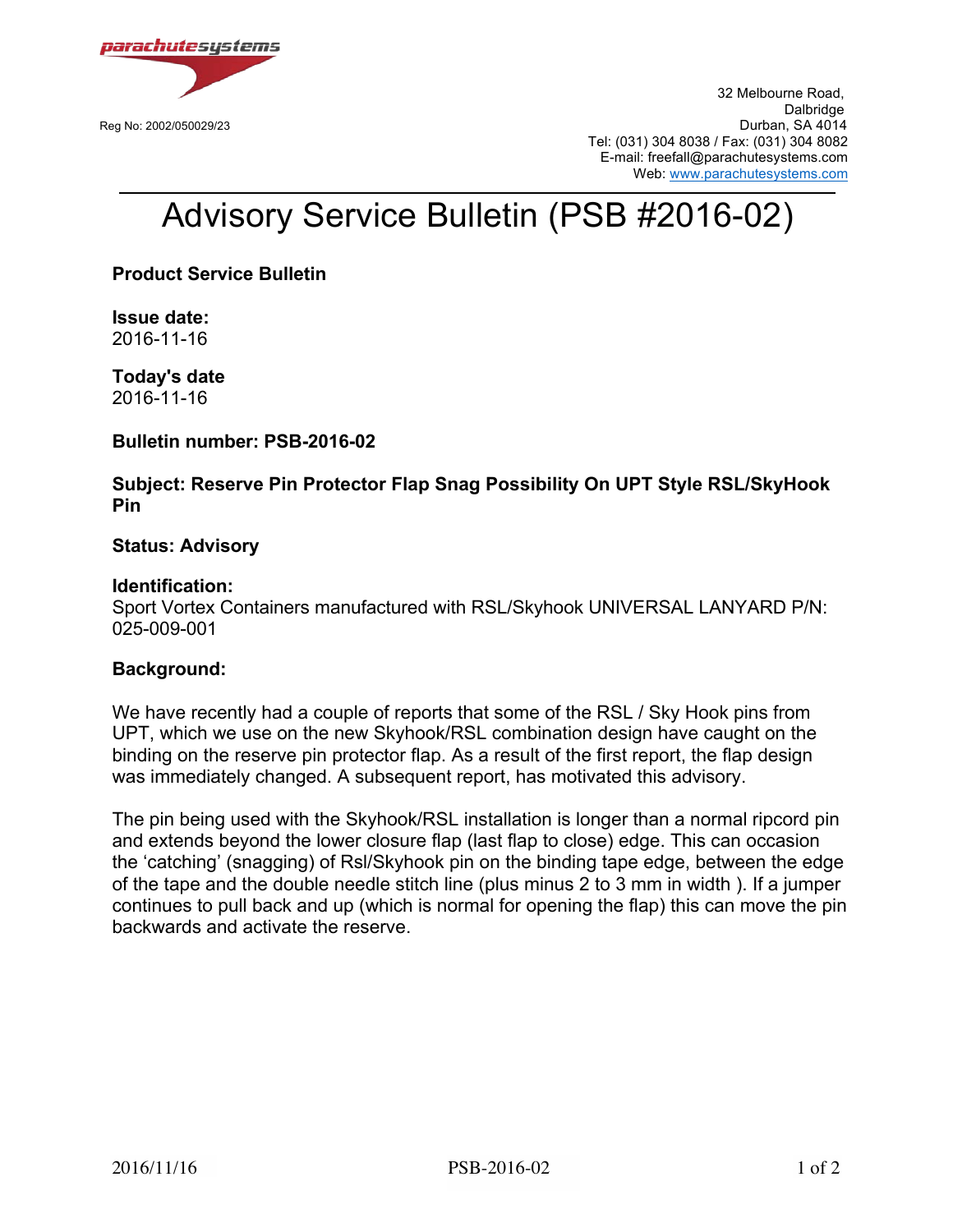parachutesystems

Reg No: 2002/050029/23

32 Melbourne Road,
Dalbridge
Durban, SA 4014
Tel: (031) 304 8038 / Fax: (031) 304 8082
E-mail: freefall@parachutesystems.com
Web: www.parachutesystems.com

# Advisory Service Bulletin (PSB #2016-02)

**Product Service Bulletin**

**Issue date:**
2016-11-16

**Today's date**
2016-11-16

**Bulletin number: PSB-2016-02**

**Subject: Reserve Pin Protector Flap Snag Possibility On UPT Style RSL/SkyHook Pin**

**Status: Advisory**

**Identification:**
Sport Vortex Containers manufactured with RSL/Skyhook UNIVERSAL LANYARD P/N: 025-009-001

**Background:**

We have recently had a couple of reports that some of the RSL / Sky Hook pins from UPT, which we use on the new Skyhook/RSL combination design have caught on the binding on the reserve pin protector flap. As a result of the first report, the flap design was immediately changed. A subsequent report, has motivated this advisory.

The pin being used with the Skyhook/RSL installation is longer than a normal ripcord pin and extends beyond the lower closure flap (last flap to close) edge. This can occasion the 'catching' (snagging) of Rsl/Skyhook pin on the binding tape edge, between the edge of the tape and the double needle stitch line (plus minus 2 to 3 mm in width ). If a jumper continues to pull back and up (which is normal for opening the flap) this can move the pin backwards and activate the reserve.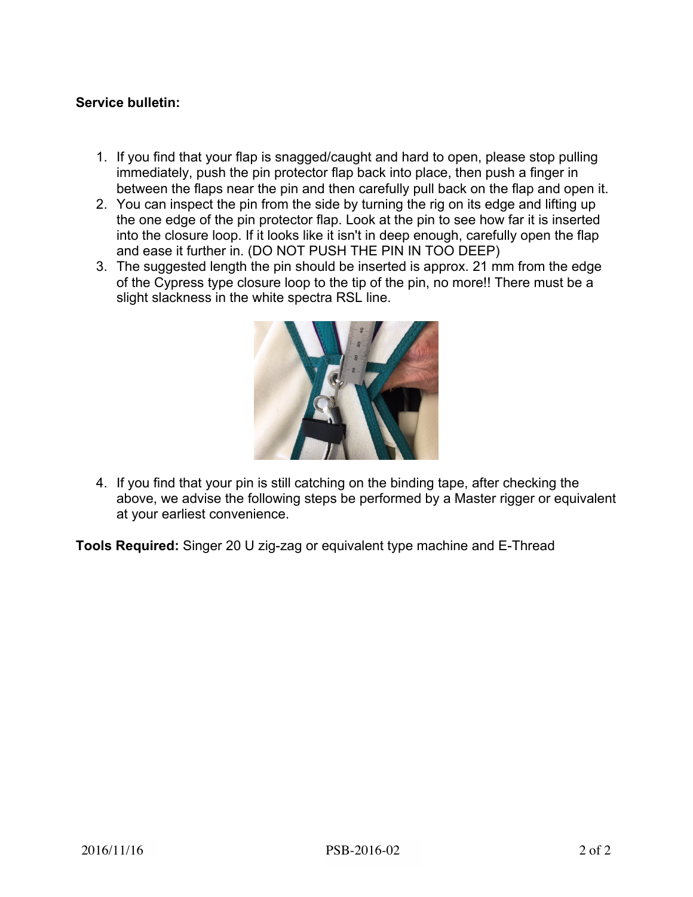**Service bulletin:**

1. If you find that your flap is snagged/caught and hard to open, please stop pulling immediately, push the pin protector flap back into place, then push a finger in between the flaps near the pin and then carefully pull back on the flap and open it.
2. You can inspect the pin from the side by turning the rig on its edge and lifting up the one edge of the pin protector flap. Look at the pin to see how far it is inserted into the closure loop. If it looks like it isn't in deep enough, carefully open the flap and ease it further in. (DO NOT PUSH THE PIN IN TOO DEEP)
3. The suggested length the pin should be inserted is approx. 21 mm from the edge of the Cypress type closure loop to the tip of the pin, no more!! There must be a slight slackness in the white spectra RSL line.
4. If you find that your pin is still catching on the binding tape, after checking the above, we advise the following steps be performed by a Master rigger or equivalent at your earliest convenience.

**Tools Required:** Singer 20 U zig-zag or equivalent type machine and E-Thread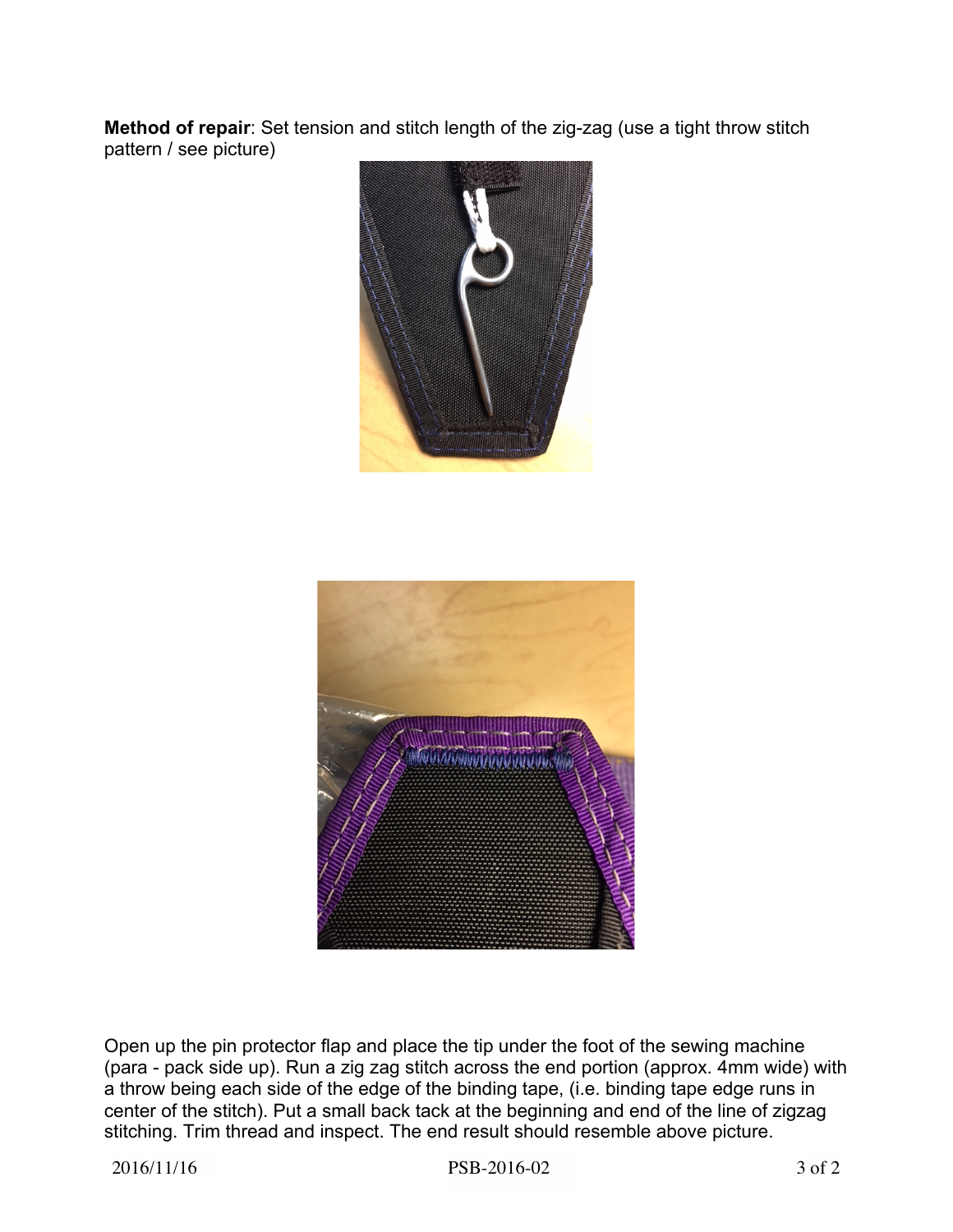**Method of repair**: Set tension and stitch length of the zig-zag (use a tight throw stitch pattern / see picture)

Open up the pin protector flap and place the tip under the foot of the sewing machine (para - pack side up). Run a zig zag stitch across the end portion (approx. 4mm wide) with a throw being each side of the edge of the binding tape, (i.e. binding tape edge runs in center of the stitch). Put a small back tack at the beginning and end of the line of zigzag stitching. Trim thread and inspect. The end result should resemble above picture.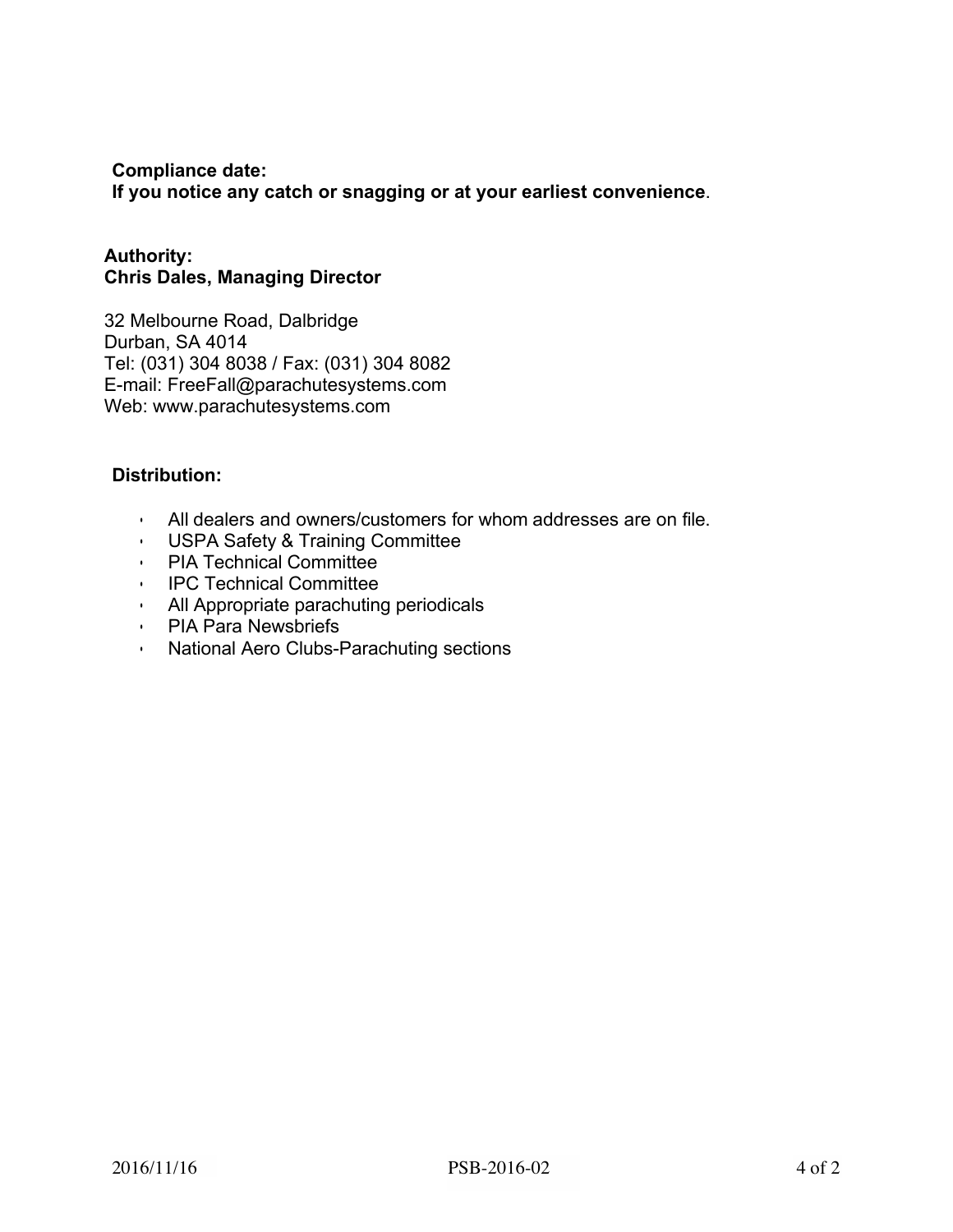**Compliance date:**
**If you notice any catch or snagging or at your earliest convenience**.

**Authority:**
**Chris Dales, Managing Director**

32 Melbourne Road, Dalbridge
Durban, SA 4014
Tel: (031) 304 8038 / Fax: (031) 304 8082
E-mail: FreeFall@parachutesystems.com
Web: www.parachutesystems.com

**Distribution:**

- All dealers and owners/customers for whom addresses are on file.
- USPA Safety & Training Committee
- PIA Technical Committee
- IPC Technical Committee
- All Appropriate parachuting periodicals
- PIA Para Newsbriefs
- National Aero Clubs-Parachuting sections